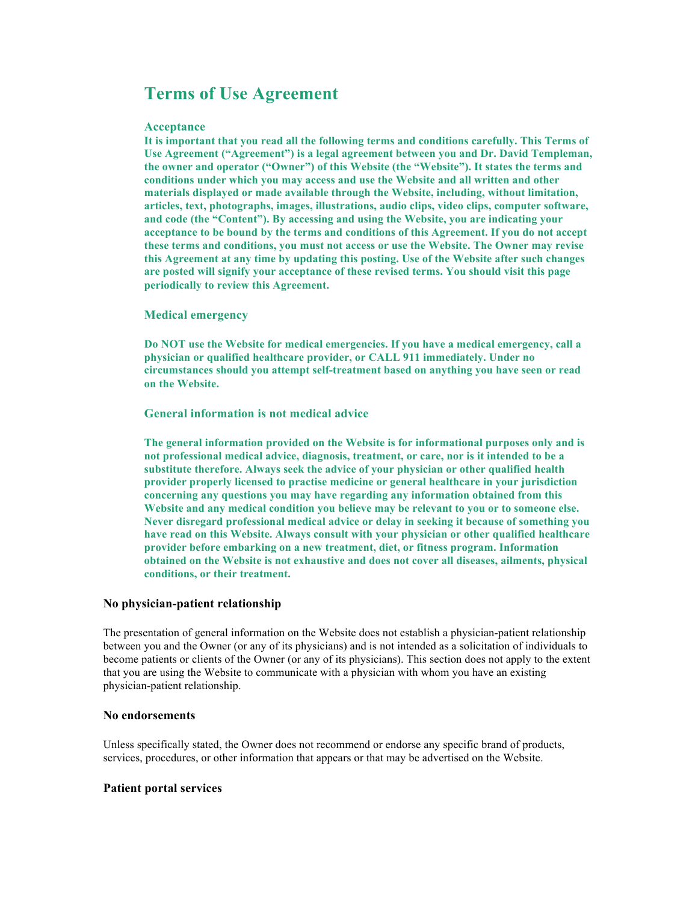# Terms of Use Agreement

### Acceptance

**It is important that you read all the following terms and conditions carefully. This Terms of Use Agreement ("Agreement") is a legal agreement between you and Dr. David Templeman, the owner and operator ("Owner") of this Website (the "Website"). It states the terms and conditions under which you may access and use the Website and all written and other materials displayed or made available through the Website, including, without limitation, articles, text, photographs, images, illustrations, audio clips, video clips, computer software, and code (the "Content"). By accessing and using the Website, you are indicating your acceptance to be bound by the terms and conditions of this Agreement. If you do not accept these terms and conditions, you must not access or use the Website. The Owner may revise this Agreement at any time by updating this posting. Use of the Website after such changes are posted will signify your acceptance of these revised terms. You should visit this page periodically to review this Agreement.**

### Medical emergency

**Do NOT use the Website for medical emergencies. If you have a medical emergency, call a physician or qualified healthcare provider, or CALL 911 immediately. Under no circumstances should you attempt self-treatment based on anything you have seen or read on the Website.**

### General information is not medical advice

**The general information provided on the Website is for informational purposes only and is not professional medical advice, diagnosis, treatment, or care, nor is it intended to be a substitute therefore. Always seek the advice of your physician or other qualified health provider properly licensed to practise medicine or general healthcare in your jurisdiction concerning any questions you may have regarding any information obtained from this Website and any medical condition you believe may be relevant to you or to someone else. Never disregard professional medical advice or delay in seeking it because of something you have read on this Website. Always consult with your physician or other qualified healthcare provider before embarking on a new treatment, diet, or fitness program. Information obtained on the Website is not exhaustive and does not cover all diseases, ailments, physical conditions, or their treatment.**

### No physician-patient relationship

The presentation of general information on the Website does not establish a physician-patient relationship between you and the Owner (or any of its physicians) and is not intended as a solicitation of individuals to become patients or clients of the Owner (or any of its physicians). This section does not apply to the extent that you are using the Website to communicate with a physician with whom you have an existing physician-patient relationship.

### No endorsements

Unless specifically stated, the Owner does not recommend or endorse any specific brand of products, services, procedures, or other information that appears or that may be advertised on the Website.

### Patient portal services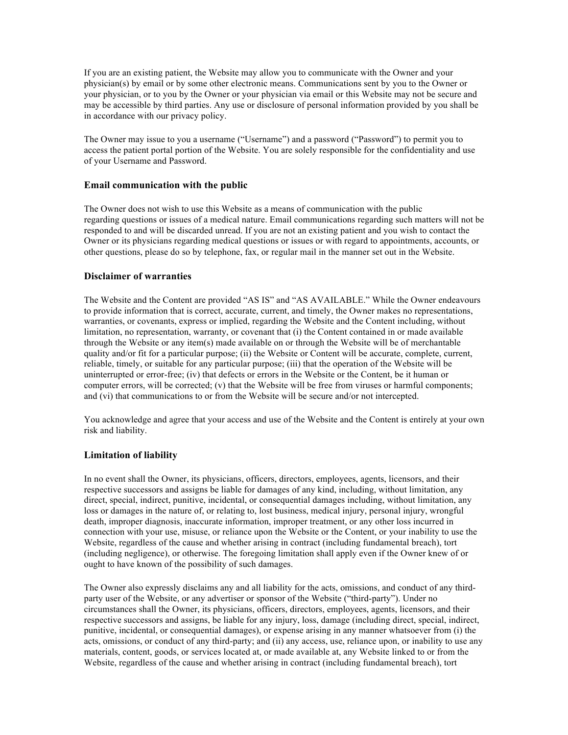If you are an existing patient, the Website may allow you to communicate with the Owner and your physician(s) by email or by some other electronic means. Communications sent by you to the Owner or your physician, or to you by the Owner or your physician via email or this Website may not be secure and may be accessible by third parties. Any use or disclosure of personal information provided by you shall be in accordance with our privacy policy.

The Owner may issue to you a username ("Username") and a password ("Password") to permit you to access the patient portal portion of the Website. You are solely responsible for the confidentiality and use of your Username and Password.

### Email communication with the public

The Owner does not wish to use this Website as a means of communication with the public regarding questions or issues of a medical nature. Email communications regarding such matters will not be responded to and will be discarded unread. If you are not an existing patient and you wish to contact the Owner or its physicians regarding medical questions or issues or with regard to appointments, accounts, or other questions, please do so by telephone, fax, or regular mail in the manner set out in the Website.

### Disclaimer of warranties

The Website and the Content are provided "AS IS" and "AS AVAILABLE." While the Owner endeavours to provide information that is correct, accurate, current, and timely, the Owner makes no representations, warranties, or covenants, express or implied, regarding the Website and the Content including, without limitation, no representation, warranty, or covenant that (i) the Content contained in or made available through the Website or any item(s) made available on or through the Website will be of merchantable quality and/or fit for a particular purpose; (ii) the Website or Content will be accurate, complete, current, reliable, timely, or suitable for any particular purpose; (iii) that the operation of the Website will be uninterrupted or error-free; (iv) that defects or errors in the Website or the Content, be it human or computer errors, will be corrected; (v) that the Website will be free from viruses or harmful components; and (vi) that communications to or from the Website will be secure and/or not intercepted.

You acknowledge and agree that your access and use of the Website and the Content is entirely at your own risk and liability.

### Limitation of liability

In no event shall the Owner, its physicians, officers, directors, employees, agents, licensors, and their respective successors and assigns be liable for damages of any kind, including, without limitation, any direct, special, indirect, punitive, incidental, or consequential damages including, without limitation, any loss or damages in the nature of, or relating to, lost business, medical injury, personal injury, wrongful death, improper diagnosis, inaccurate information, improper treatment, or any other loss incurred in connection with your use, misuse, or reliance upon the Website or the Content, or your inability to use the Website, regardless of the cause and whether arising in contract (including fundamental breach), tort (including negligence), or otherwise. The foregoing limitation shall apply even if the Owner knew of or ought to have known of the possibility of such damages.

The Owner also expressly disclaims any and all liability for the acts, omissions, and conduct of any third-party user of the Website, or any advertiser or sponsor of the Website ("third-party"). Under no circumstances shall the Owner, its physicians, officers, directors, employees, agents, licensors, and their respective successors and assigns, be liable for any injury, loss, damage (including direct, special, indirect, punitive, incidental, or consequential damages), or expense arising in any manner whatsoever from (i) the acts, omissions, or conduct of any third-party; and (ii) any access, use, reliance upon, or inability to use any materials, content, goods, or services located at, or made available at, any Website linked to or from the Website, regardless of the cause and whether arising in contract (including fundamental breach), tort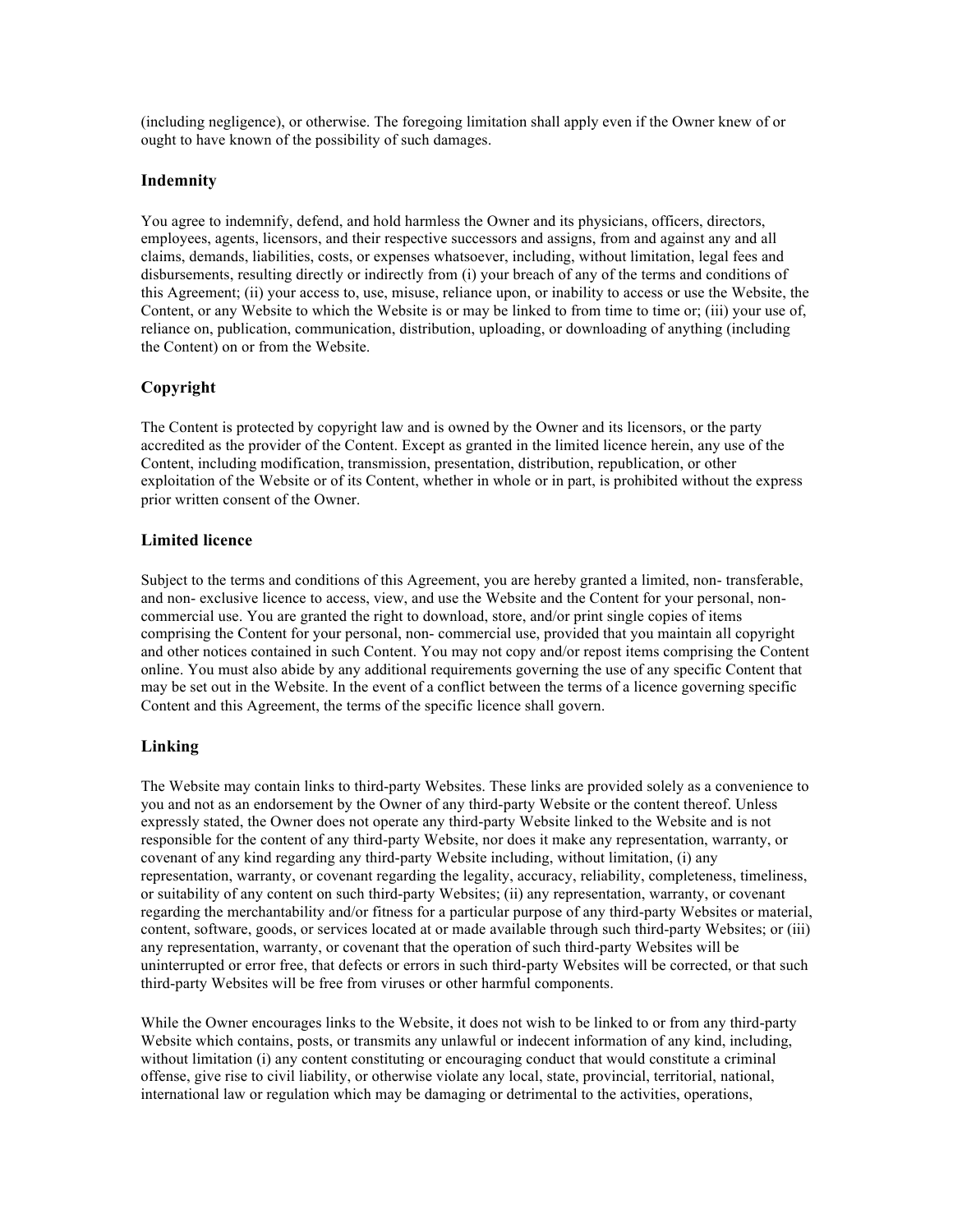(including negligence), or otherwise. The foregoing limitation shall apply even if the Owner knew of or ought to have known of the possibility of such damages.

### Indemnity

You agree to indemnify, defend, and hold harmless the Owner and its physicians, officers, directors, employees, agents, licensors, and their respective successors and assigns, from and against any and all claims, demands, liabilities, costs, or expenses whatsoever, including, without limitation, legal fees and disbursements, resulting directly or indirectly from (i) your breach of any of the terms and conditions of this Agreement; (ii) your access to, use, misuse, reliance upon, or inability to access or use the Website, the Content, or any Website to which the Website is or may be linked to from time to time or; (iii) your use of, reliance on, publication, communication, distribution, uploading, or downloading of anything (including the Content) on or from the Website.

### Copyright

The Content is protected by copyright law and is owned by the Owner and its licensors, or the party accredited as the provider of the Content. Except as granted in the limited licence herein, any use of the Content, including modification, transmission, presentation, distribution, republication, or other exploitation of the Website or of its Content, whether in whole or in part, is prohibited without the express prior written consent of the Owner.

### Limited licence

Subject to the terms and conditions of this Agreement, you are hereby granted a limited, non- transferable, and non- exclusive licence to access, view, and use the Website and the Content for your personal, non-commercial use. You are granted the right to download, store, and/or print single copies of items comprising the Content for your personal, non- commercial use, provided that you maintain all copyright and other notices contained in such Content. You may not copy and/or repost items comprising the Content online. You must also abide by any additional requirements governing the use of any specific Content that may be set out in the Website. In the event of a conflict between the terms of a licence governing specific Content and this Agreement, the terms of the specific licence shall govern.

### Linking

The Website may contain links to third-party Websites. These links are provided solely as a convenience to you and not as an endorsement by the Owner of any third-party Website or the content thereof. Unless expressly stated, the Owner does not operate any third-party Website linked to the Website and is not responsible for the content of any third-party Website, nor does it make any representation, warranty, or covenant of any kind regarding any third-party Website including, without limitation, (i) any representation, warranty, or covenant regarding the legality, accuracy, reliability, completeness, timeliness, or suitability of any content on such third-party Websites; (ii) any representation, warranty, or covenant regarding the merchantability and/or fitness for a particular purpose of any third-party Websites or material, content, software, goods, or services located at or made available through such third-party Websites; or (iii) any representation, warranty, or covenant that the operation of such third-party Websites will be uninterrupted or error free, that defects or errors in such third-party Websites will be corrected, or that such third-party Websites will be free from viruses or other harmful components.

While the Owner encourages links to the Website, it does not wish to be linked to or from any third-party Website which contains, posts, or transmits any unlawful or indecent information of any kind, including, without limitation (i) any content constituting or encouraging conduct that would constitute a criminal offense, give rise to civil liability, or otherwise violate any local, state, provincial, territorial, national, international law or regulation which may be damaging or detrimental to the activities, operations,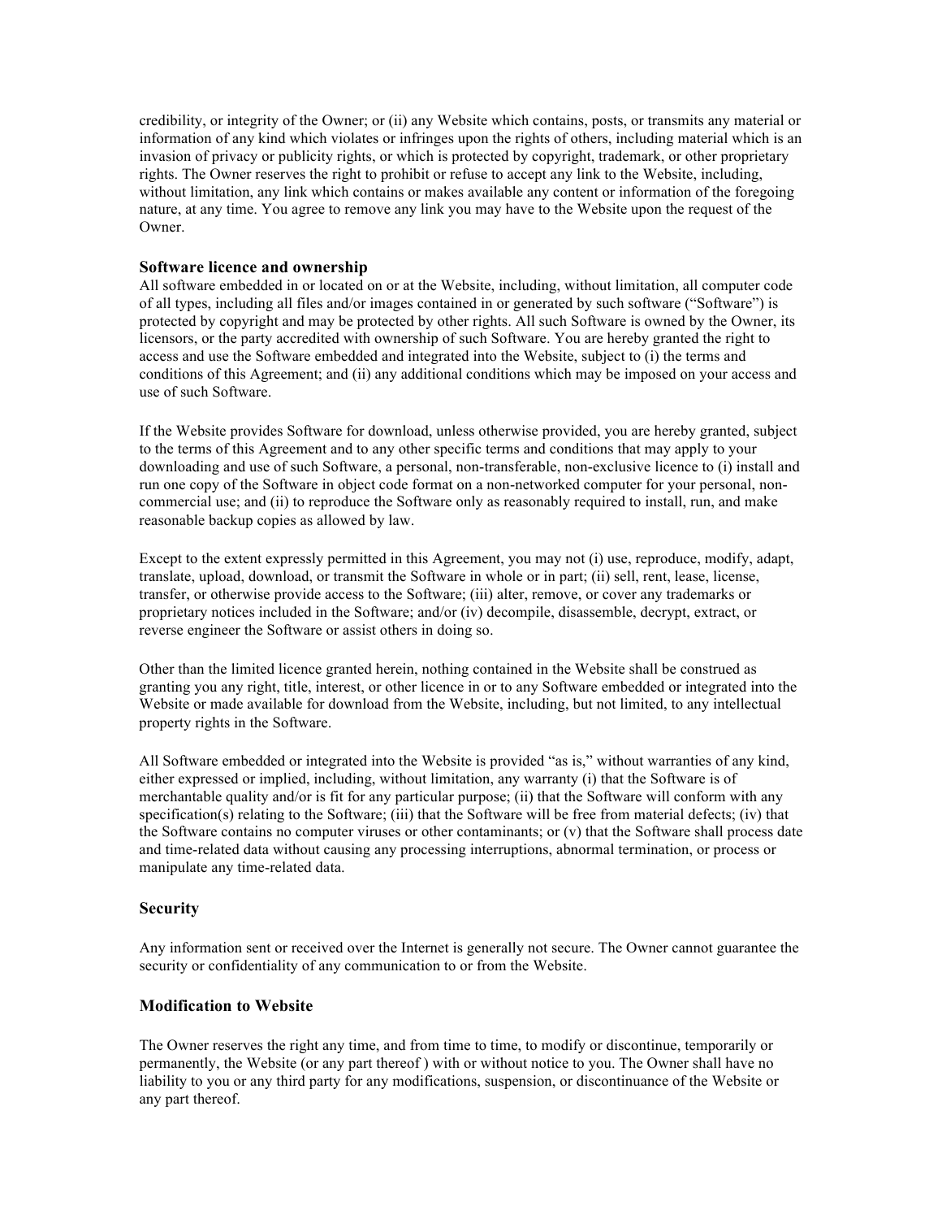credibility, or integrity of the Owner; or (ii) any Website which contains, posts, or transmits any material or information of any kind which violates or infringes upon the rights of others, including material which is an invasion of privacy or publicity rights, or which is protected by copyright, trademark, or other proprietary rights. The Owner reserves the right to prohibit or refuse to accept any link to the Website, including, without limitation, any link which contains or makes available any content or information of the foregoing nature, at any time. You agree to remove any link you may have to the Website upon the request of the Owner.

### Software licence and ownership

All software embedded in or located on or at the Website, including, without limitation, all computer code of all types, including all files and/or images contained in or generated by such software ("Software") is protected by copyright and may be protected by other rights. All such Software is owned by the Owner, its licensors, or the party accredited with ownership of such Software. You are hereby granted the right to access and use the Software embedded and integrated into the Website, subject to (i) the terms and conditions of this Agreement; and (ii) any additional conditions which may be imposed on your access and use of such Software.

If the Website provides Software for download, unless otherwise provided, you are hereby granted, subject to the terms of this Agreement and to any other specific terms and conditions that may apply to your downloading and use of such Software, a personal, non-transferable, non-exclusive licence to (i) install and run one copy of the Software in object code format on a non-networked computer for your personal, non-commercial use; and (ii) to reproduce the Software only as reasonably required to install, run, and make reasonable backup copies as allowed by law.

Except to the extent expressly permitted in this Agreement, you may not (i) use, reproduce, modify, adapt, translate, upload, download, or transmit the Software in whole or in part; (ii) sell, rent, lease, license, transfer, or otherwise provide access to the Software; (iii) alter, remove, or cover any trademarks or proprietary notices included in the Software; and/or (iv) decompile, disassemble, decrypt, extract, or reverse engineer the Software or assist others in doing so.

Other than the limited licence granted herein, nothing contained in the Website shall be construed as granting you any right, title, interest, or other licence in or to any Software embedded or integrated into the Website or made available for download from the Website, including, but not limited, to any intellectual property rights in the Software.

All Software embedded or integrated into the Website is provided "as is," without warranties of any kind, either expressed or implied, including, without limitation, any warranty (i) that the Software is of merchantable quality and/or is fit for any particular purpose; (ii) that the Software will conform with any specification(s) relating to the Software; (iii) that the Software will be free from material defects; (iv) that the Software contains no computer viruses or other contaminants; or (v) that the Software shall process date and time-related data without causing any processing interruptions, abnormal termination, or process or manipulate any time-related data.

### Security

Any information sent or received over the Internet is generally not secure. The Owner cannot guarantee the security or confidentiality of any communication to or from the Website.

### Modification to Website

The Owner reserves the right any time, and from time to time, to modify or discontinue, temporarily or permanently, the Website (or any part thereof ) with or without notice to you. The Owner shall have no liability to you or any third party for any modifications, suspension, or discontinuance of the Website or any part thereof.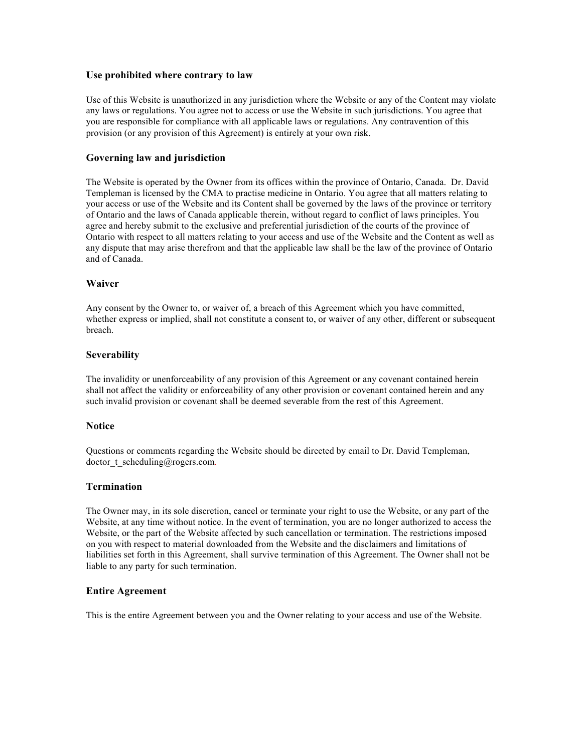### Use prohibited where contrary to law

Use of this Website is unauthorized in any jurisdiction where the Website or any of the Content may violate any laws or regulations. You agree not to access or use the Website in such jurisdictions. You agree that you are responsible for compliance with all applicable laws or regulations. Any contravention of this provision (or any provision of this Agreement) is entirely at your own risk.

### Governing law and jurisdiction

The Website is operated by the Owner from its offices within the province of Ontario, Canada. Dr. David Templeman is licensed by the CMA to practise medicine in Ontario. You agree that all matters relating to your access or use of the Website and its Content shall be governed by the laws of the province or territory of Ontario and the laws of Canada applicable therein, without regard to conflict of laws principles. You agree and hereby submit to the exclusive and preferential jurisdiction of the courts of the province of Ontario with respect to all matters relating to your access and use of the Website and the Content as well as any dispute that may arise therefrom and that the applicable law shall be the law of the province of Ontario and of Canada.

### Waiver

Any consent by the Owner to, or waiver of, a breach of this Agreement which you have committed, whether express or implied, shall not constitute a consent to, or waiver of any other, different or subsequent breach.

### Severability

The invalidity or unenforceability of any provision of this Agreement or any covenant contained herein shall not affect the validity or enforceability of any other provision or covenant contained herein and any such invalid provision or covenant shall be deemed severable from the rest of this Agreement.

### Notice

Questions or comments regarding the Website should be directed by email to Dr. David Templeman, doctor_t_scheduling@rogers.com.

### Termination

The Owner may, in its sole discretion, cancel or terminate your right to use the Website, or any part of the Website, at any time without notice. In the event of termination, you are no longer authorized to access the Website, or the part of the Website affected by such cancellation or termination. The restrictions imposed on you with respect to material downloaded from the Website and the disclaimers and limitations of liabilities set forth in this Agreement, shall survive termination of this Agreement. The Owner shall not be liable to any party for such termination.

### Entire Agreement

This is the entire Agreement between you and the Owner relating to your access and use of the Website.